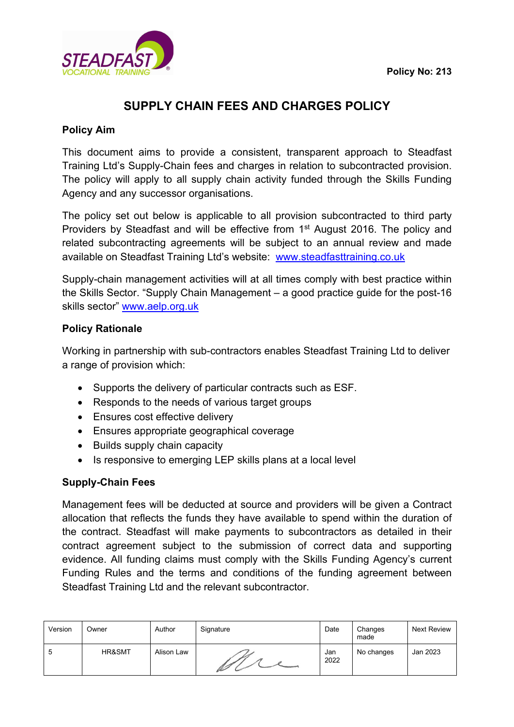Policy No: 213

# SUPPLY CHAIN FEES AND CHARGES POLICY

## Policy Aim

This document aims to provide a consistent, transparent approach to Steadfast Training Ltd's Supply-Chain fees and charges in relation to subcontracted provision. The policy will apply to all supply chain activity funded through the Skills Funding Agency and any successor organisations.

The policy set out below is applicable to all provision subcontracted to third party Providers by Steadfast and will be effective from 1st August 2016. The policy and related subcontracting agreements will be subject to an annual review and made available on Steadfast Training Ltd's website: www.steadfasttraining.co.uk

Supply-chain management activities will at all times comply with best practice within the Skills Sector. "Supply Chain Management – a good practice guide for the post-16 skills sector" www.aelp.org.uk

## Policy Rationale

Working in partnership with sub-contractors enables Steadfast Training Ltd to deliver a range of provision which:

- Supports the delivery of particular contracts such as ESF.
- Responds to the needs of various target groups
- Ensures cost effective delivery
- Ensures appropriate geographical coverage
- Builds supply chain capacity
- Is responsive to emerging LEP skills plans at a local level

## Supply-Chain Fees

Management fees will be deducted at source and providers will be given a Contract allocation that reflects the funds they have available to spend within the duration of the contract. Steadfast will make payments to subcontractors as detailed in their contract agreement subject to the submission of correct data and supporting evidence. All funding claims must comply with the Skills Funding Agency's current Funding Rules and the terms and conditions of the funding agreement between Steadfast Training Ltd and the relevant subcontractor.

| Version | Owner | Author | Signature | Date | Changes made | Next Review |
|---|---|---|---|---|---|---|
| 5 | HR&SMT | Alison Law | | Jan 2022 | No changes | Jan 2023 |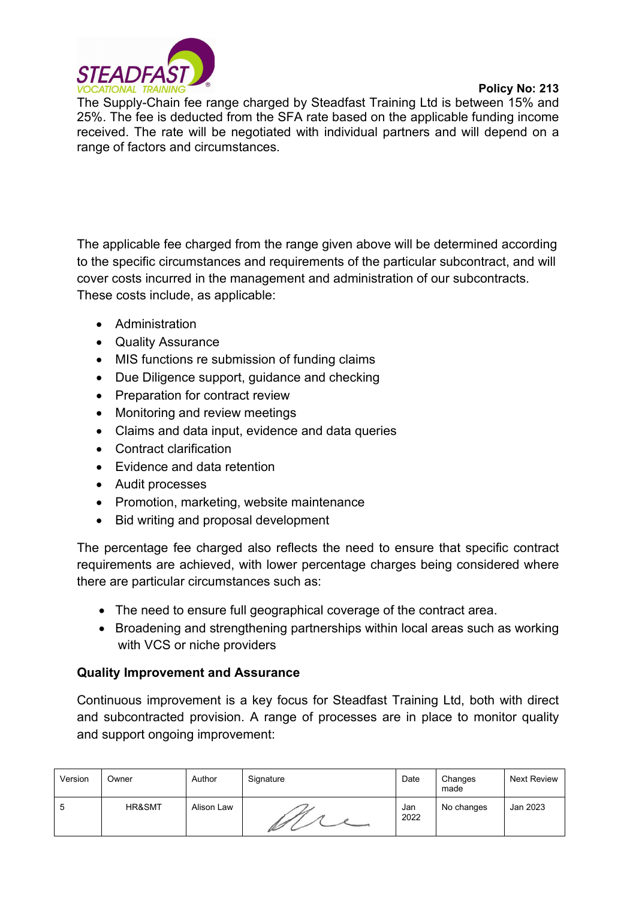The Supply-Chain fee range charged by Steadfast Training Ltd is between 15% and 25%. The fee is deducted from the SFA rate based on the applicable funding income received. The rate will be negotiated with individual partners and will depend on a range of factors and circumstances.

The applicable fee charged from the range given above will be determined according to the specific circumstances and requirements of the particular subcontract, and will cover costs incurred in the management and administration of our subcontracts. These costs include, as applicable:

- Administration
- Quality Assurance
- MIS functions re submission of funding claims
- Due Diligence support, guidance and checking
- Preparation for contract review
- Monitoring and review meetings
- Claims and data input, evidence and data queries
- Contract clarification
- Evidence and data retention
- Audit processes
- Promotion, marketing, website maintenance
- Bid writing and proposal development

The percentage fee charged also reflects the need to ensure that specific contract requirements are achieved, with lower percentage charges being considered where there are particular circumstances such as:

- The need to ensure full geographical coverage of the contract area.
- Broadening and strengthening partnerships within local areas such as working with VCS or niche providers

**Quality Improvement and Assurance**

Continuous improvement is a key focus for Steadfast Training Ltd, both with direct and subcontracted provision. A range of processes are in place to monitor quality and support ongoing improvement: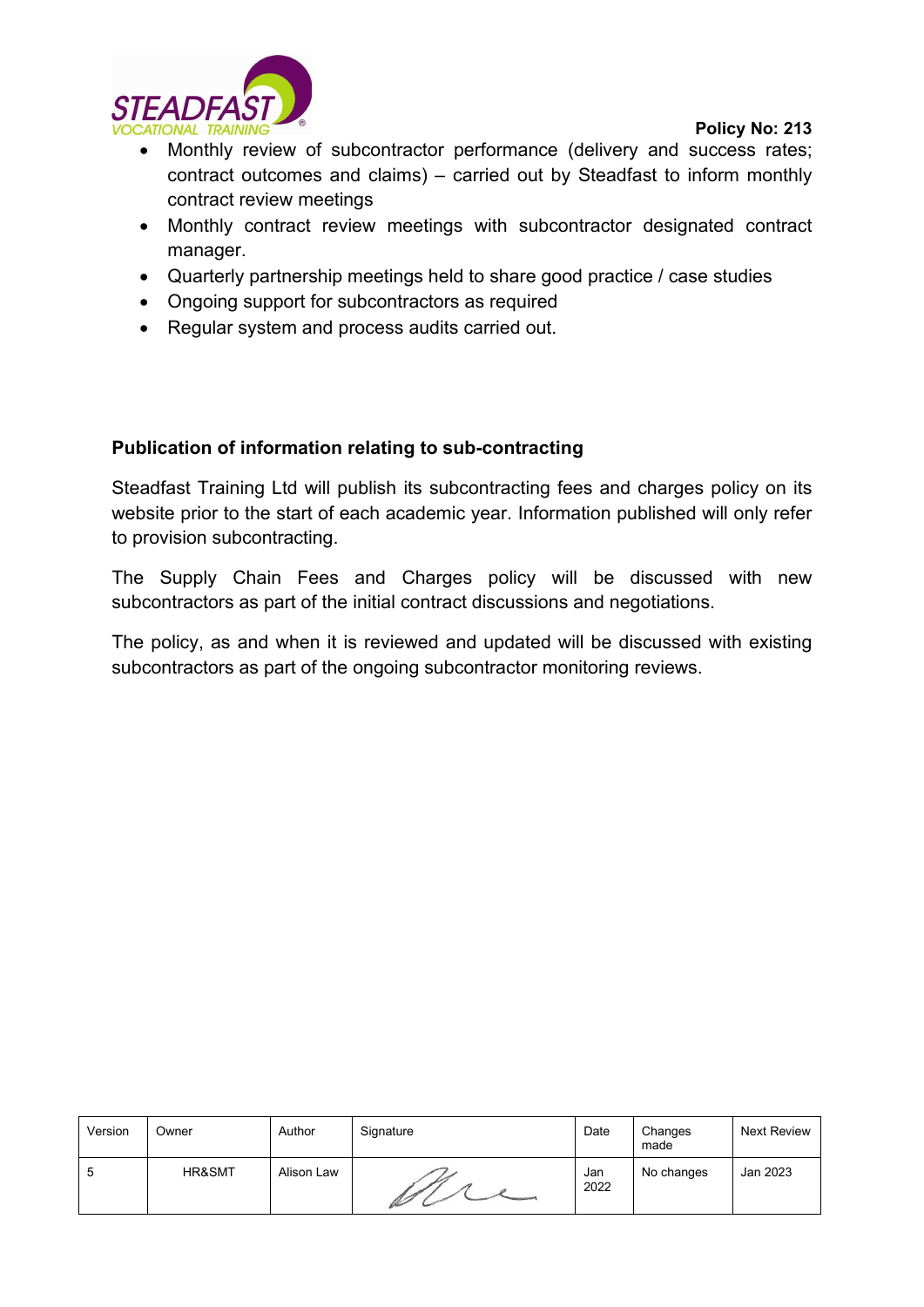- Monthly review of subcontractor performance (delivery and success rates; contract outcomes and claims) – carried out by Steadfast to inform monthly contract review meetings
- Monthly contract review meetings with subcontractor designated contract manager.
- Quarterly partnership meetings held to share good practice / case studies
- Ongoing support for subcontractors as required
- Regular system and process audits carried out.

**Publication of information relating to sub-contracting**

Steadfast Training Ltd will publish its subcontracting fees and charges policy on its website prior to the start of each academic year. Information published will only refer to provision subcontracting.

The Supply Chain Fees and Charges policy will be discussed with new subcontractors as part of the initial contract discussions and negotiations.

The policy, as and when it is reviewed and updated will be discussed with existing subcontractors as part of the ongoing subcontractor monitoring reviews.

| Version | Owner | Author | Signature | Date | Changes made | Next Review |
|---|---|---|---|---|---|---|
| 5 | HR&SMT | Alison Law | | Jan 2022 | No changes | Jan 2023 |